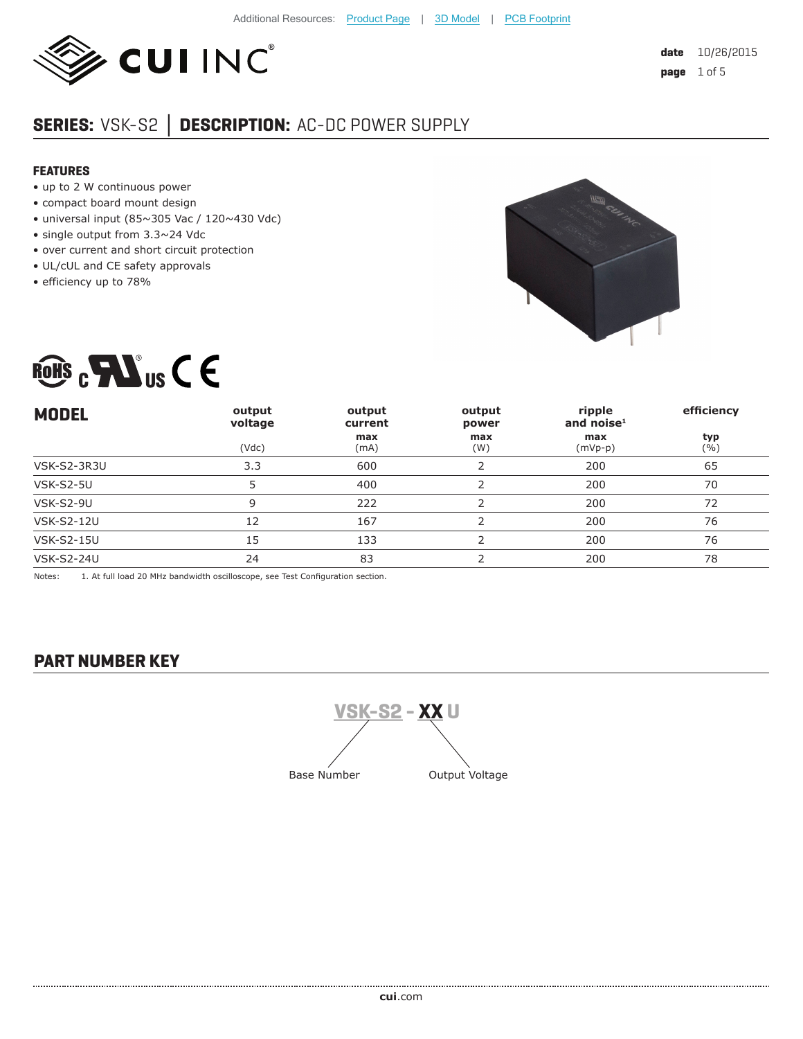Additional Resources: Product Page | 3D Model | PCB Footprint

# CUI INC

**date** 10/26/2015

## SERIES: VSK-S2 | DESCRIPTION: AC-DC POWER SUPPLY

### FEATURES

- up to 2 W continuous power
- compact board mount design
- universal input (85~305 Vac / 120~430 Vdc)
- single output from 3.3~24 Vdc
- over current and short circuit protection
- UL/cUL and CE safety approvals
- efficiency up to 78%

| MODEL | output voltage (Vdc) | output current max (mA) | output power max (W) | ripple and noise[1] max (mVp-p) | efficiency typ (%) |
|---|---|---|---|---|---|
| VSK-S2-3R3U | 3.3 | 600 | 2 | 200 | 65 |
| VSK-S2-5U | 5 | 400 | 2 | 200 | 70 |
| VSK-S2-9U | 9 | 222 | 2 | 200 | 72 |
| VSK-S2-12U | 12 | 167 | 2 | 200 | 76 |
| VSK-S2-15U | 15 | 133 | 2 | 200 | 76 |
| VSK-S2-24U | 24 | 83 | 2 | 200 | 78 |

Notes: 1. At full load 20 MHz bandwidth oscilloscope, see Test Configuration section.

## PART NUMBER KEY

VSK-S2 - XX U

Base Number

Output Voltage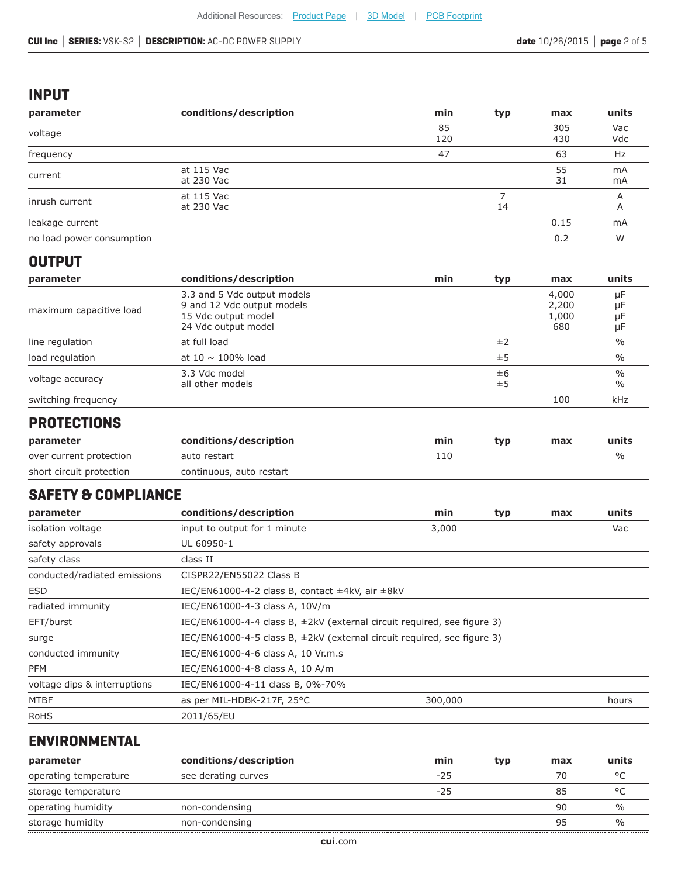## INPUT

| parameter | conditions/description | min | typ | max | units |
|---|---|---|---|---|---|
| voltage | | 85<br>120 | | 305<br>430 | Vac<br>Vdc |
| frequency | | 47 | | 63 | Hz |
| current | at 115 Vac<br>at 230 Vac | | | 55<br>31 | mA<br>mA |
| inrush current | at 115 Vac<br>at 230 Vac | | 7<br>14 | | A<br>A |
| leakage current | | | | 0.15 | mA |
| no load power consumption | | | | 0.2 | W |

## OUTPUT

| parameter | conditions/description | min | typ | max | units |
|---|---|---|---|---|---|
| maximum capacitive load | 3.3 and 5 Vdc output models<br>9 and 12 Vdc output models<br>15 Vdc output model<br>24 Vdc output model | | | 4,000<br>2,200<br>1,000<br>680 | μF<br>μF<br>μF<br>μF |
| line regulation | at full load | | ±2 | | % |
| load regulation | at 10 ~ 100% load | | ±5 | | % |
| voltage accuracy | 3.3 Vdc model<br>all other models | | ±6<br>±5 | | %<br>% |
| switching frequency | | | | 100 | kHz |

## PROTECTIONS

| parameter | conditions/description | min | typ | max | units |
|---|---|---|---|---|---|
| over current protection | auto restart | 110 | | | % |
| short circuit protection | continuous, auto restart | | | | |

## SAFETY & COMPLIANCE

| parameter | conditions/description | min | typ | max | units |
|---|---|---|---|---|---|
| isolation voltage | input to output for 1 minute | 3,000 | | | Vac |
| safety approvals | UL 60950-1 | | | | |
| safety class | class II | | | | |
| conducted/radiated emissions | CISPR22/EN55022 Class B | | | | |
| ESD | IEC/EN61000-4-2 class B, contact ±4kV, air ±8kV | | | | |
| radiated immunity | IEC/EN61000-4-3 class A, 10V/m | | | | |
| EFT/burst | IEC/EN61000-4-4 class B, ±2kV (external circuit required, see figure 3) | | | | |
| surge | IEC/EN61000-4-5 class B, ±2kV (external circuit required, see figure 3) | | | | |
| conducted immunity | IEC/EN61000-4-6 class A, 10 Vr.m.s | | | | |
| PFM | IEC/EN61000-4-8 class A, 10 A/m | | | | |
| voltage dips & interruptions | IEC/EN61000-4-11 class B, 0%-70% | | | | |
| MTBF | as per MIL-HDBK-217F, 25°C | 300,000 | | | hours |
| RoHS | 2011/65/EU | | | | |

## ENVIRONMENTAL

| parameter | conditions/description | min | typ | max | units |
|---|---|---|---|---|---|
| operating temperature | see derating curves | -25 | | 70 | °C |
| storage temperature | | -25 | | 85 | °C |
| operating humidity | non-condensing | | | 90 | % |
| storage humidity | non-condensing | | | 95 | % |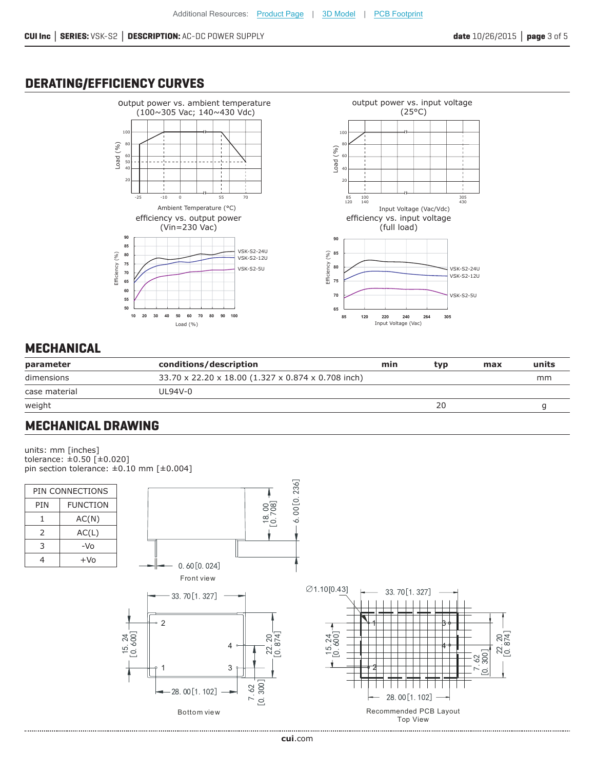Additional Resources: Product Page | 3D Model | PCB Footprint

## DERATING/EFFICIENCY CURVES

output power vs. ambient temperature
(100~305 Vac; 140~430 Vdc)

Load (%)
100
80
60
50
40
20
-25 -10 0 55 70
Ambient Temperature (°C)

output power vs. input voltage
(25°C)

Load (%)
100
80
60
40
20
85 120 100 140 305 430
Input Voltage (Vac/Vdc)

efficiency vs. output power
(Vin=230 Vac)

Efficiency (%)
90 85 80 75 70 65 60 55 50
10 20 30 40 50 60 70 80 90 100
Load (%)
VSK-S2-24U
VSK-S2-12U
VSK-S2-5U

efficiency vs. input voltage
(full load)

Efficiency (%)
90 85 80 75 70 65
85 120 220 240 264 305
Input Voltage (Vac)
VSK-S2-24U
VSK-S2-12U
VSK-S2-5U

## MECHANICAL

| parameter | conditions/description | min | typ | max | units |
|---|---|---|---|---|---|
| dimensions | 33.70 x 22.20 x 18.00 (1.327 x 0.874 x 0.708 inch) | | | | mm |
| case material | UL94V-0 | | | | |
| weight | | | 20 | | g |

## MECHANICAL DRAWING

units: mm [inches]
tolerance: ±0.50 [±0.020]
pin section tolerance: ±0.10 mm [±0.004]

| PIN CONNECTIONS | |
|---|---|
| PIN | FUNCTION |
| 1 | AC(N) |
| 2 | AC(L) |
| 3 | -Vo |
| 4 | +Vo |

18.00 [0.708]
6.00 [0.236]
0.60 [0.024]

Front view

33.70 [1.327]
15.24 [0.600]
22.20 [0.874]
28.00 [1.102]
7.62 [0.300]

Bottom view

∅1.10 [0.43]
33.70 [1.327]
15.24 [0.600]
22.20 [0.874]
7.62 [0.300]
28.00 [1.102]

Recommended PCB Layout
Top View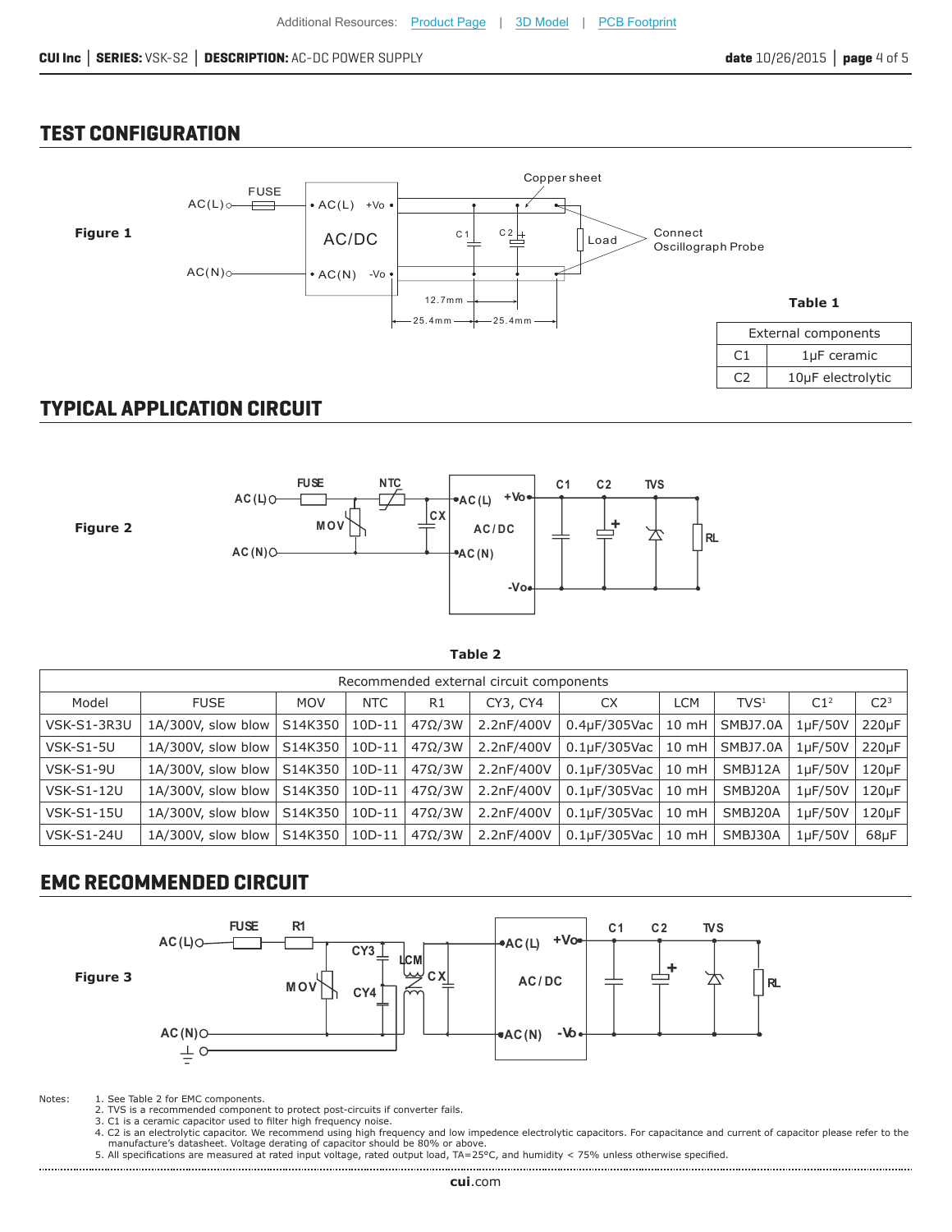Additional Resources: Product Page | 3D Model | PCB Footprint

## TEST CONFIGURATION

**Figure 1**

AC(L)
FUSE
AC(N)
AC(L)
+Vo
AC/DC
AC(N)
-Vo
Copper sheet
C1
C2
Load
Connect Oscillograph Probe
12.7mm
25.4mm
25.4mm

**Table 1**

| External components | |
|---|---|
| C1 | 1μF ceramic |
| C2 | 10μF electrolytic |

## TYPICAL APPLICATION CIRCUIT

**Figure 2**

FUSE
NTC
AC (L)
MOV
CX
AC (N)
AC (L)
+Vo
AC/DC
AC (N)
-Vo
C1
C2
TVS
RL

**Table 2**

| Recommended external circuit components | | | | | | | | | | |
|---|---|---|---|---|---|---|---|---|---|---|
| Model | FUSE | MOV | NTC | R1 | CY3, CY4 | CX | LCM | TVS[1] | C1[2] | C2[3] |
| VSK-S1-3R3U | 1A/300V, slow blow | S14K350 | 10D-11 | 47Ω/3W | 2.2nF/400V | 0.4μF/305Vac | 10 mH | SMBJ7.0A | 1μF/50V | 220μF |
| VSK-S1-5U | 1A/300V, slow blow | S14K350 | 10D-11 | 47Ω/3W | 2.2nF/400V | 0.1μF/305Vac | 10 mH | SMBJ7.0A | 1μF/50V | 220μF |
| VSK-S1-9U | 1A/300V, slow blow | S14K350 | 10D-11 | 47Ω/3W | 2.2nF/400V | 0.1μF/305Vac | 10 mH | SMBJ12A | 1μF/50V | 120μF |
| VSK-S1-12U | 1A/300V, slow blow | S14K350 | 10D-11 | 47Ω/3W | 2.2nF/400V | 0.1μF/305Vac | 10 mH | SMBJ20A | 1μF/50V | 120μF |
| VSK-S1-15U | 1A/300V, slow blow | S14K350 | 10D-11 | 47Ω/3W | 2.2nF/400V | 0.1μF/305Vac | 10 mH | SMBJ20A | 1μF/50V | 120μF |
| VSK-S1-24U | 1A/300V, slow blow | S14K350 | 10D-11 | 47Ω/3W | 2.2nF/400V | 0.1μF/305Vac | 10 mH | SMBJ30A | 1μF/50V | 68μF |

## EMC RECOMMENDED CIRCUIT

**Figure 3**

AC (L)
FUSE
R1
CY3
LCM
CX
MOV
CY4
AC (N)
AC (L)
+Vo
AC/DC
AC (N)
-Vo
C1
C2
TVS
RL

Notes:
1. See Table 2 for EMC components.
2. TVS is a recommended component to protect post-circuits if converter fails.
3. C1 is a ceramic capacitor used to filter high frequency noise.
4. C2 is an electrolytic capacitor. We recommend using high frequency and low impedence electrolytic capacitors. For capacitance and current of capacitor please refer to the manufacture's datasheet. Voltage derating of capacitor should be 80% or above.
5. All specifications are measured at rated input voltage, rated output load, TA=25°C, and humidity < 75% unless otherwise specified.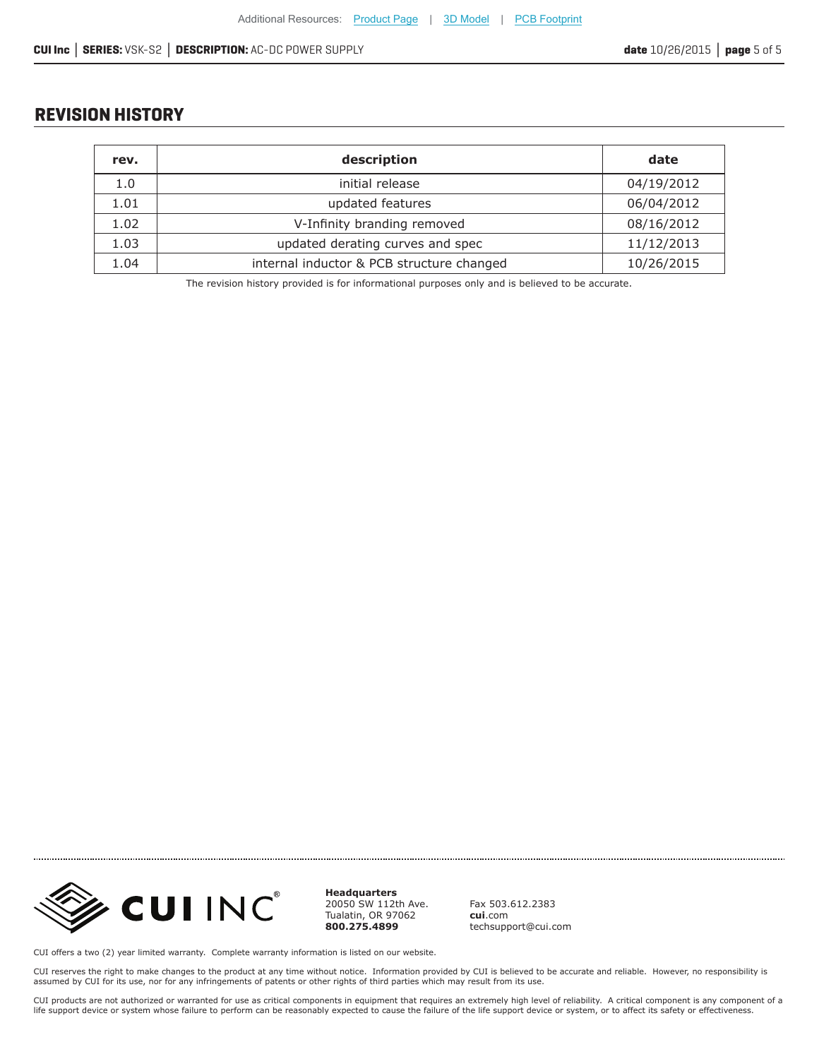## REVISION HISTORY

| rev. | description | date |
|---|---|---|
| 1.0 | initial release | 04/19/2012 |
| 1.01 | updated features | 06/04/2012 |
| 1.02 | V-Infinity branding removed | 08/16/2012 |
| 1.03 | updated derating curves and spec | 11/12/2013 |
| 1.04 | internal inductor & PCB structure changed | 10/26/2015 |

The revision history provided is for informational purposes only and is believed to be accurate.

**Headquarters**
20050 SW 112th Ave.
Tualatin, OR 97062
**800.275.4899**

Fax 503.612.2383
**cui**.com
techsupport@cui.com

CUI offers a two (2) year limited warranty. Complete warranty information is listed on our website.

CUI reserves the right to make changes to the product at any time without notice. Information provided by CUI is believed to be accurate and reliable. However, no responsibility is assumed by CUI for its use, nor for any infringements of patents or other rights of third parties which may result from its use.

CUI products are not authorized or warranted for use as critical components in equipment that requires an extremely high level of reliability. A critical component is any component of a life support device or system whose failure to perform can be reasonably expected to cause the failure of the life support device or system, or to affect its safety or effectiveness.